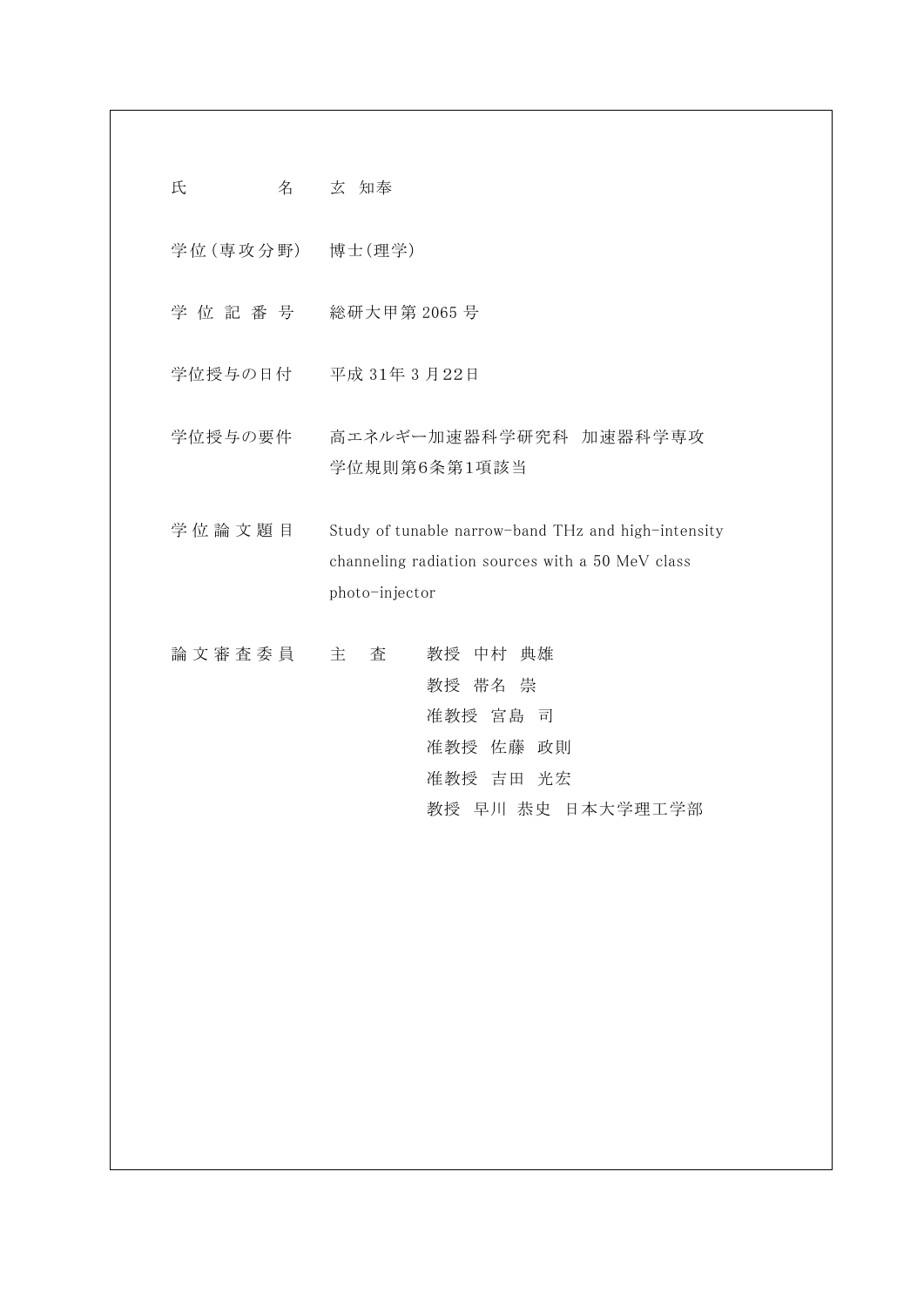| | |
|---|---|
| 氏　　　　名 | 玄 知奉 |
| 学位(専攻分野) | 博士(理学) |
| 学 位 記 番 号 | 総研大甲第 2065 号 |
| 学位授与の日付 | 平成 31年 3 月22日 |
| 学位授与の要件 | 高エネルギー加速器科学研究科　加速器科学専攻<br>学位規則第6条第1項該当 |
| 学 位 論 文 題 目 | Study of tunable narrow-band THz and high-intensity channeling radiation sources with a 50 MeV class photo-injector |
| 論 文 審 査 委 員 | 主　査　　教授　中村　典雄<br>教授　帯名　崇<br>准教授　宮島　司<br>准教授　佐藤　政則<br>准教授　吉田　光宏<br>教授　早川　恭史　日本大学理工学部 |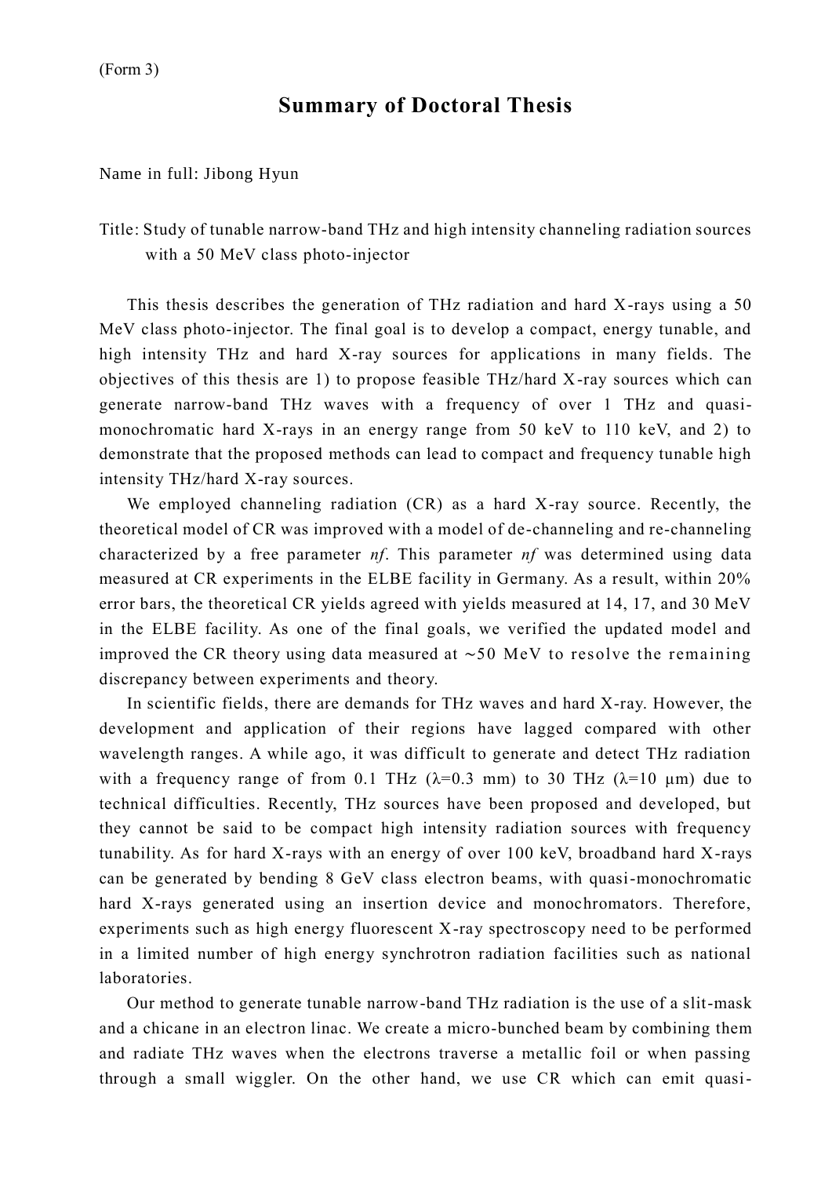(Form 3)

# Summary of Doctoral Thesis

Name in full: Jibong Hyun

Title: Study of tunable narrow-band THz and high intensity channeling radiation sources with a 50 MeV class photo-injector

This thesis describes the generation of THz radiation and hard X-rays using a 50 MeV class photo-injector. The final goal is to develop a compact, energy tunable, and high intensity THz and hard X-ray sources for applications in many fields. The objectives of this thesis are 1) to propose feasible THz/hard X-ray sources which can generate narrow-band THz waves with a frequency of over 1 THz and quasi-monochromatic hard X-rays in an energy range from 50 keV to 110 keV, and 2) to demonstrate that the proposed methods can lead to compact and frequency tunable high intensity THz/hard X-ray sources.

We employed channeling radiation (CR) as a hard X-ray source. Recently, the theoretical model of CR was improved with a model of de-channeling and re-channeling characterized by a free parameter *nf*. This parameter *nf* was determined using data measured at CR experiments in the ELBE facility in Germany. As a result, within 20% error bars, the theoretical CR yields agreed with yields measured at 14, 17, and 30 MeV in the ELBE facility. As one of the final goals, we verified the updated model and improved the CR theory using data measured at ∼50 MeV to resolve the remaining discrepancy between experiments and theory.

In scientific fields, there are demands for THz waves and hard X-ray. However, the development and application of their regions have lagged compared with other wavelength ranges. A while ago, it was difficult to generate and detect THz radiation with a frequency range of from 0.1 THz ($\lambda$=0.3 mm) to 30 THz ($\lambda$=10 μm) due to technical difficulties. Recently, THz sources have been proposed and developed, but they cannot be said to be compact high intensity radiation sources with frequency tunability. As for hard X-rays with an energy of over 100 keV, broadband hard X-rays can be generated by bending 8 GeV class electron beams, with quasi-monochromatic hard X-rays generated using an insertion device and monochromators. Therefore, experiments such as high energy fluorescent X-ray spectroscopy need to be performed in a limited number of high energy synchrotron radiation facilities such as national laboratories.

Our method to generate tunable narrow-band THz radiation is the use of a slit-mask and a chicane in an electron linac. We create a micro-bunched beam by combining them and radiate THz waves when the electrons traverse a metallic foil or when passing through a small wiggler. On the other hand, we use CR which can emit quasi-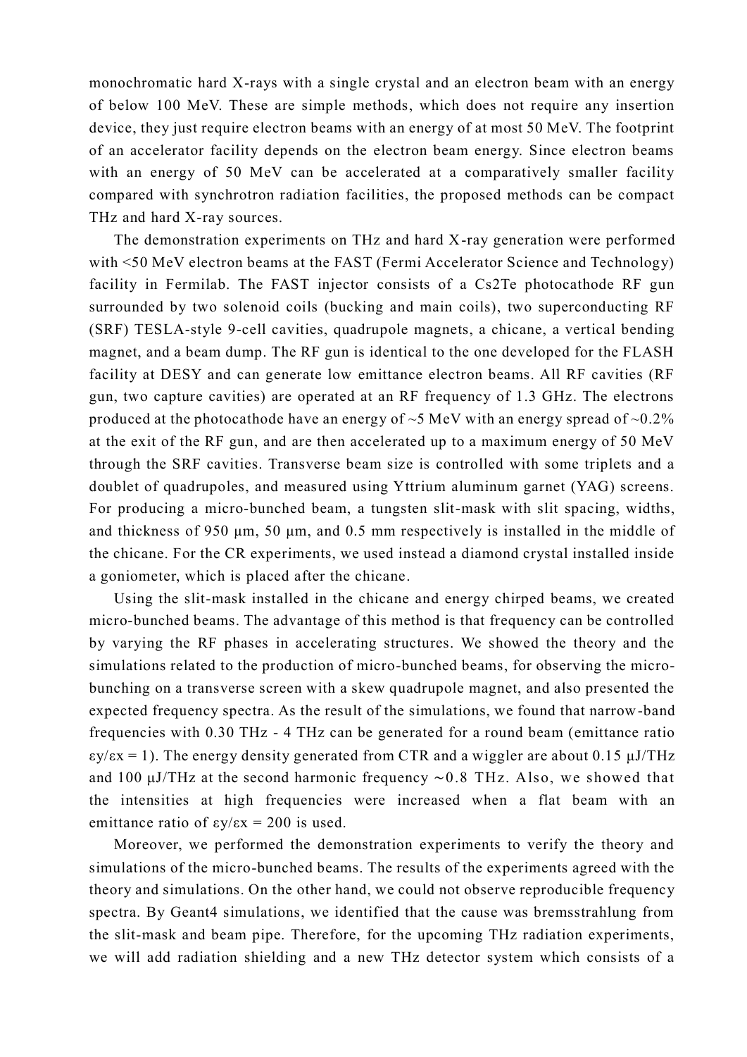monochromatic hard X-rays with a single crystal and an electron beam with an energy of below 100 MeV. These are simple methods, which does not require any insertion device, they just require electron beams with an energy of at most 50 MeV. The footprint of an accelerator facility depends on the electron beam energy. Since electron beams with an energy of 50 MeV can be accelerated at a comparatively smaller facility compared with synchrotron radiation facilities, the proposed methods can be compact THz and hard X-ray sources.

The demonstration experiments on THz and hard X-ray generation were performed with <50 MeV electron beams at the FAST (Fermi Accelerator Science and Technology) facility in Fermilab. The FAST injector consists of a Cs2Te photocathode RF gun surrounded by two solenoid coils (bucking and main coils), two superconducting RF (SRF) TESLA-style 9-cell cavities, quadrupole magnets, a chicane, a vertical bending magnet, and a beam dump. The RF gun is identical to the one developed for the FLASH facility at DESY and can generate low emittance electron beams. All RF cavities (RF gun, two capture cavities) are operated at an RF frequency of 1.3 GHz. The electrons produced at the photocathode have an energy of ~5 MeV with an energy spread of ~0.2% at the exit of the RF gun, and are then accelerated up to a maximum energy of 50 MeV through the SRF cavities. Transverse beam size is controlled with some triplets and a doublet of quadrupoles, and measured using Yttrium aluminum garnet (YAG) screens. For producing a micro-bunched beam, a tungsten slit-mask with slit spacing, widths, and thickness of 950 μm, 50 μm, and 0.5 mm respectively is installed in the middle of the chicane. For the CR experiments, we used instead a diamond crystal installed inside a goniometer, which is placed after the chicane.

Using the slit-mask installed in the chicane and energy chirped beams, we created micro-bunched beams. The advantage of this method is that frequency can be controlled by varying the RF phases in accelerating structures. We showed the theory and the simulations related to the production of micro-bunched beams, for observing the micro-bunching on a transverse screen with a skew quadrupole magnet, and also presented the expected frequency spectra. As the result of the simulations, we found that narrow-band frequencies with 0.30 THz - 4 THz can be generated for a round beam (emittance ratio $\varepsilon_y/\varepsilon_x = 1$). The energy density generated from CTR and a wiggler are about 0.15 μJ/THz and 100 μJ/THz at the second harmonic frequency ~0.8 THz. Also, we showed that the intensities at high frequencies were increased when a flat beam with an emittance ratio of $\varepsilon_y/\varepsilon_x = 200$ is used.

Moreover, we performed the demonstration experiments to verify the theory and simulations of the micro-bunched beams. The results of the experiments agreed with the theory and simulations. On the other hand, we could not observe reproducible frequency spectra. By Geant4 simulations, we identified that the cause was bremsstrahlung from the slit-mask and beam pipe. Therefore, for the upcoming THz radiation experiments, we will add radiation shielding and a new THz detector system which consists of a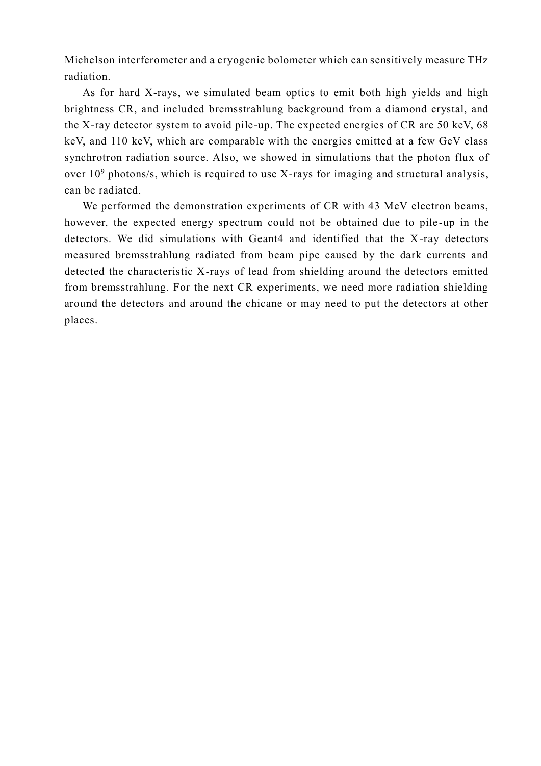Michelson interferometer and a cryogenic bolometer which can sensitively measure THz radiation.

As for hard X-rays, we simulated beam optics to emit both high yields and high brightness CR, and included bremsstrahlung background from a diamond crystal, and the X-ray detector system to avoid pile-up. The expected energies of CR are 50 keV, 68 keV, and 110 keV, which are comparable with the energies emitted at a few GeV class synchrotron radiation source. Also, we showed in simulations that the photon flux of over $10^9$ photons/s, which is required to use X-rays for imaging and structural analysis, can be radiated.

We performed the demonstration experiments of CR with 43 MeV electron beams, however, the expected energy spectrum could not be obtained due to pile-up in the detectors. We did simulations with Geant4 and identified that the X-ray detectors measured bremsstrahlung radiated from beam pipe caused by the dark currents and detected the characteristic X-rays of lead from shielding around the detectors emitted from bremsstrahlung. For the next CR experiments, we need more radiation shielding around the detectors and around the chicane or may need to put the detectors at other places.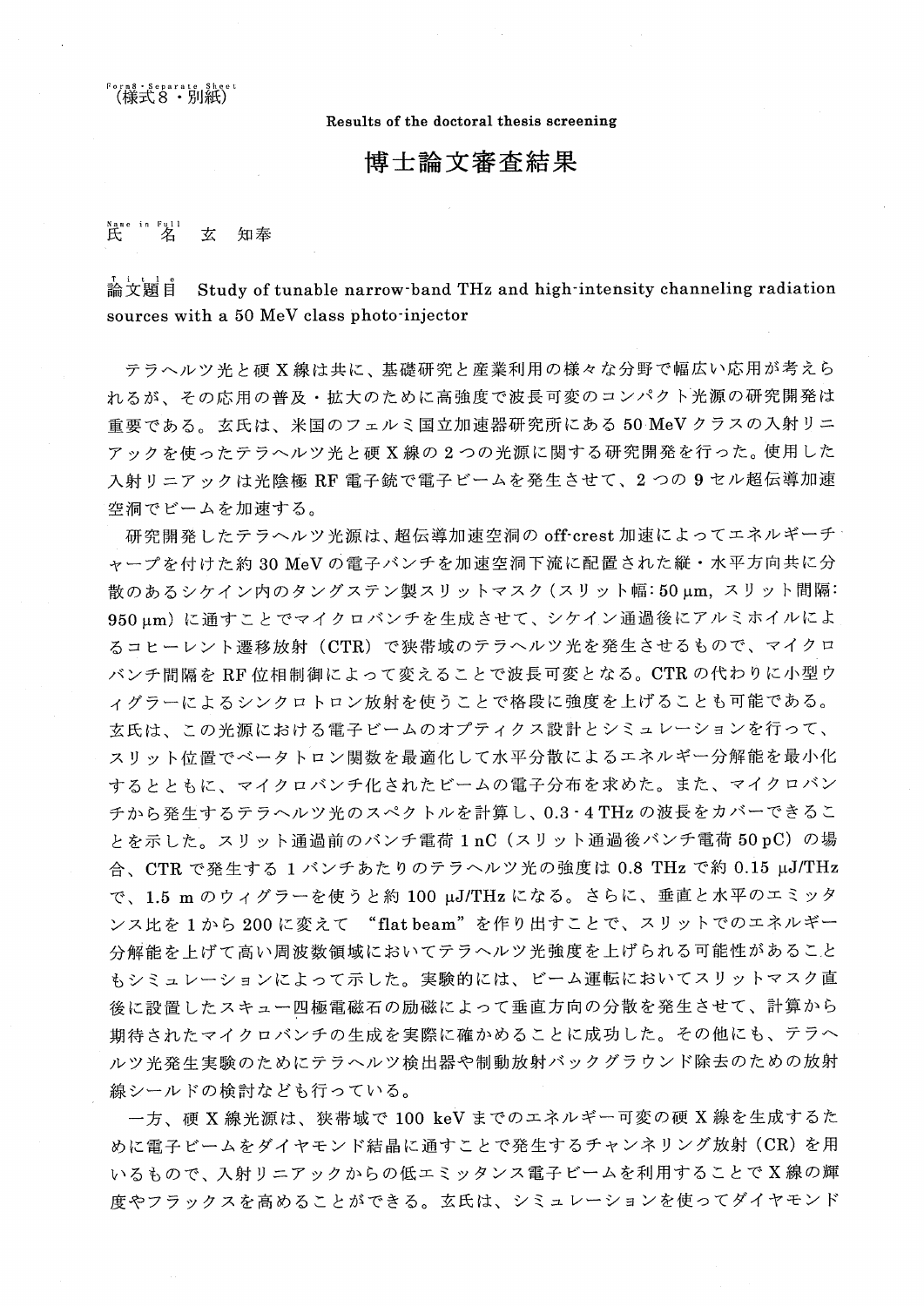Form8・Separate Sheet
（様式８・別紙）

**Results of the doctoral thesis screening**

# 博士論文審査結果

Name in Full
氏　名　玄　知奉

Title
論文題目　Study of tunable narrow-band THz and high-intensity channeling radiation sources with a 50 MeV class photo-injector

テラヘルツ光と硬Ｘ線は共に、基礎研究と産業利用の様々な分野で幅広い応用が考えられるが、その応用の普及・拡大のために高強度で波長可変のコンパクト光源の研究開発は重要である。玄氏は、米国のフェルミ国立加速器研究所にある 50 MeV クラスの入射リニアックを使ったテラヘルツ光と硬Ｘ線の２つの光源に関する研究開発を行った。使用した入射リニアックは光陰極 RF 電子銃で電子ビームを発生させて、２つの９セル超伝導加速空洞でビームを加速する。

研究開発したテラヘルツ光源は、超伝導加速空洞の off-crest 加速によってエネルギーチャープを付けた約 30 MeV の電子バンチを加速空洞下流に配置された縦・水平方向共に分散のあるシケイン内のタングステン製スリットマスク（スリット幅: 50 μm, スリット間隔: 950 μm）に通すことでマイクロバンチを生成させて、シケイン通過後にアルミホイルによるコヒーレント遷移放射（CTR）で狭帯域のテラヘルツ光を発生させるもので、マイクロバンチ間隔を RF 位相制御によって変えることで波長可変となる。CTR の代わりに小型ウィグラーによるシンクロトロン放射を使うことで格段に強度を上げることも可能である。玄氏は、この光源における電子ビームのオプティクス設計とシミュレーションを行って、スリット位置でベータトロン関数を最適化して水平分散によるエネルギー分解能を最小化するとともに、マイクロバンチ化されたビームの電子分布を求めた。また、マイクロバンチから発生するテラヘルツ光のスペクトルを計算し、0.3 - 4 THz の波長をカバーできることを示した。スリット通過前のバンチ電荷 1 nC（スリット通過後バンチ電荷 50 pC）の場合、CTR で発生する１バンチあたりのテラヘルツ光の強度は 0.8 THz で約 0.15 μJ/THz で、1.5 m のウィグラーを使うと約 100 μJ/THz になる。さらに、垂直と水平のエミッタンス比を１から 200 に変えて "flat beam" を作り出すことで、スリットでのエネルギー分解能を上げて高い周波数領域においてテラヘルツ光強度を上げられる可能性があることもシミュレーションによって示した。実験的には、ビーム運転においてスリットマスク直後に設置したスキュー四極電磁石の励磁によって垂直方向の分散を発生させて、計算から期待されたマイクロバンチの生成を実際に確かめることに成功した。その他にも、テラヘルツ光発生実験のためにテラヘルツ検出器や制動放射バックグラウンド除去のための放射線シールドの検討なども行っている。

一方、硬Ｘ線光源は、狭帯域で 100 keV までのエネルギー可変の硬Ｘ線を生成するために電子ビームをダイヤモンド結晶に通すことで発生するチャンネリング放射（CR）を用いるもので、入射リニアックからの低エミッタンス電子ビームを利用することでＸ線の輝度やフラックスを高めることができる。玄氏は、シミュレーションを使ってダイヤモンド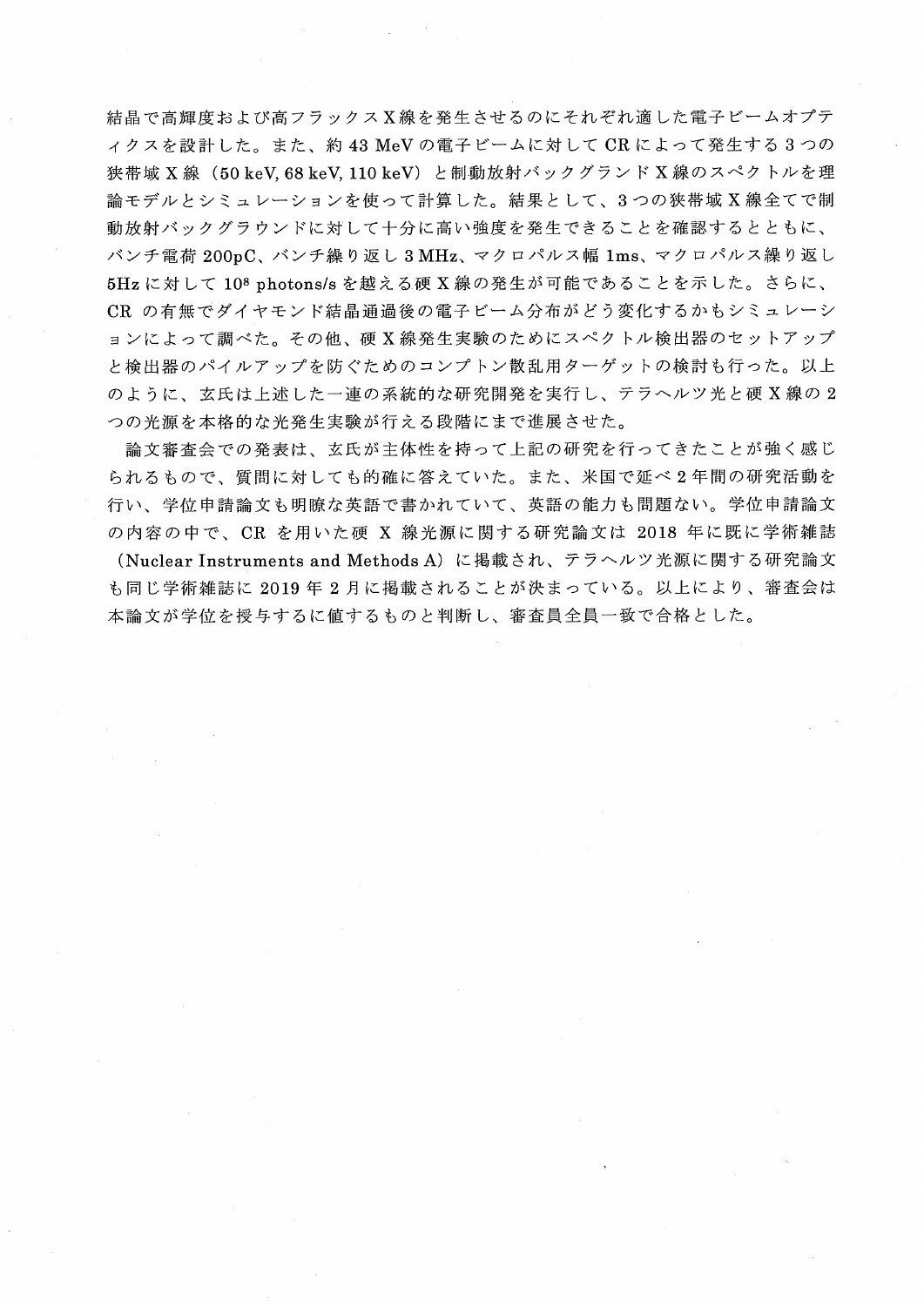結晶で高輝度および高フラックスX線を発生させるのにそれぞれ適した電子ビームオプティクスを設計した。また、約 43 MeV の電子ビームに対して CR によって発生する 3 つの狭帯域 X 線（50 keV, 68 keV, 110 keV）と制動放射バックグランド X 線のスペクトルを理論モデルとシミュレーションを使って計算した。結果として、3 つの狭帯域 X 線全てで制動放射バックグラウンドに対して十分に高い強度を発生できることを確認するとともに、バンチ電荷 200pC、バンチ繰り返し 3 MHz、マクロパルス幅 1ms、マクロパルス繰り返し 5Hz に対して $10^8$ photons/s を越える硬 X 線の発生が可能であることを示した。さらに、CR の有無でダイヤモンド結晶通過後の電子ビーム分布がどう変化するかもシミュレーションによって調べた。その他、硬 X 線発生実験のためにスペクトル検出器のセットアップと検出器のパイルアップを防ぐためのコンプトン散乱用ターゲットの検討も行った。以上のように、玄氏は上述した一連の系統的な研究開発を実行し、テラヘルツ光と硬 X 線の 2 つの光源を本格的な光発生実験が行える段階にまで進展させた。

論文審査会での発表は、玄氏が主体性を持って上記の研究を行ってきたことが強く感じられるもので、質問に対しても的確に答えていた。また、米国で延べ 2 年間の研究活動を行い、学位申請論文も明瞭な英語で書かれていて、英語の能力も問題ない。学位申請論文の内容の中で、CR を用いた硬 X 線光源に関する研究論文は 2018 年に既に学術雑誌（Nuclear Instruments and Methods A）に掲載され、テラヘルツ光源に関する研究論文も同じ学術雑誌に 2019 年 2 月に掲載されることが決まっている。以上により、審査会は本論文が学位を授与するに値するものと判断し、審査員全員一致で合格とした。